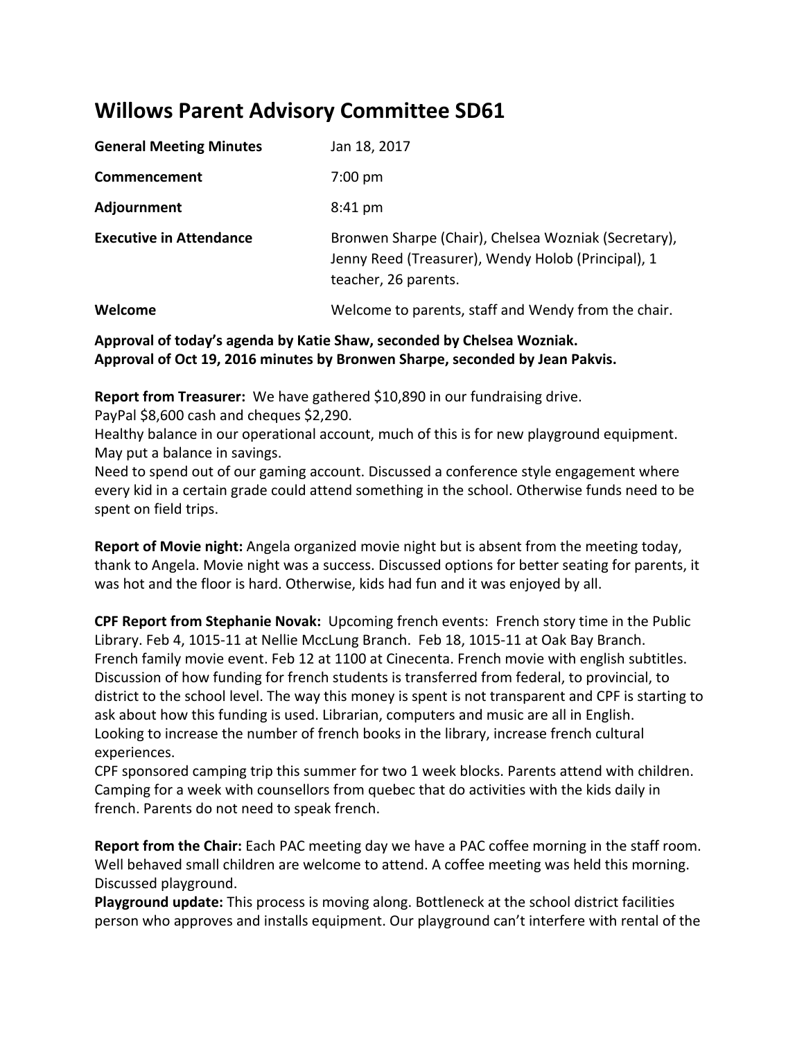# Willows Parent Advisory Committee SD61

| | |
|---|---|
| **General Meeting Minutes** | Jan 18, 2017 |
| **Commencement** | 7:00 pm |
| **Adjournment** | 8:41 pm |
| **Executive in Attendance** | Bronwen Sharpe (Chair), Chelsea Wozniak (Secretary), Jenny Reed (Treasurer), Wendy Holob (Principal), 1 teacher, 26 parents. |
| **Welcome** | Welcome to parents, staff and Wendy from the chair. |

**Approval of today's agenda by Katie Shaw, seconded by Chelsea Wozniak.**
**Approval of Oct 19, 2016 minutes by Bronwen Sharpe, seconded by Jean Pakvis.**

**Report from Treasurer:** We have gathered $10,890 in our fundraising drive.
PayPal $8,600 cash and cheques $2,290.
Healthy balance in our operational account, much of this is for new playground equipment.
May put a balance in savings.
Need to spend out of our gaming account. Discussed a conference style engagement where every kid in a certain grade could attend something in the school. Otherwise funds need to be spent on field trips.

**Report of Movie night:** Angela organized movie night but is absent from the meeting today, thank to Angela. Movie night was a success. Discussed options for better seating for parents, it was hot and the floor is hard. Otherwise, kids had fun and it was enjoyed by all.

**CPF Report from Stephanie Novak:** Upcoming french events: French story time in the Public Library. Feb 4, 1015-11 at Nellie McClung Branch. Feb 18, 1015-11 at Oak Bay Branch.
French family movie event. Feb 12 at 1100 at Cinecenta. French movie with english subtitles.
Discussion of how funding for french students is transferred from federal, to provincial, to district to the school level. The way this money is spent is not transparent and CPF is starting to ask about how this funding is used. Librarian, computers and music are all in English.
Looking to increase the number of french books in the library, increase french cultural experiences.
CPF sponsored camping trip this summer for two 1 week blocks. Parents attend with children. Camping for a week with counsellors from quebec that do activities with the kids daily in french. Parents do not need to speak french.

**Report from the Chair:** Each PAC meeting day we have a PAC coffee morning in the staff room. Well behaved small children are welcome to attend. A coffee meeting was held this morning. Discussed playground.
**Playground update:** This process is moving along. Bottleneck at the school district facilities person who approves and installs equipment. Our playground can't interfere with rental of the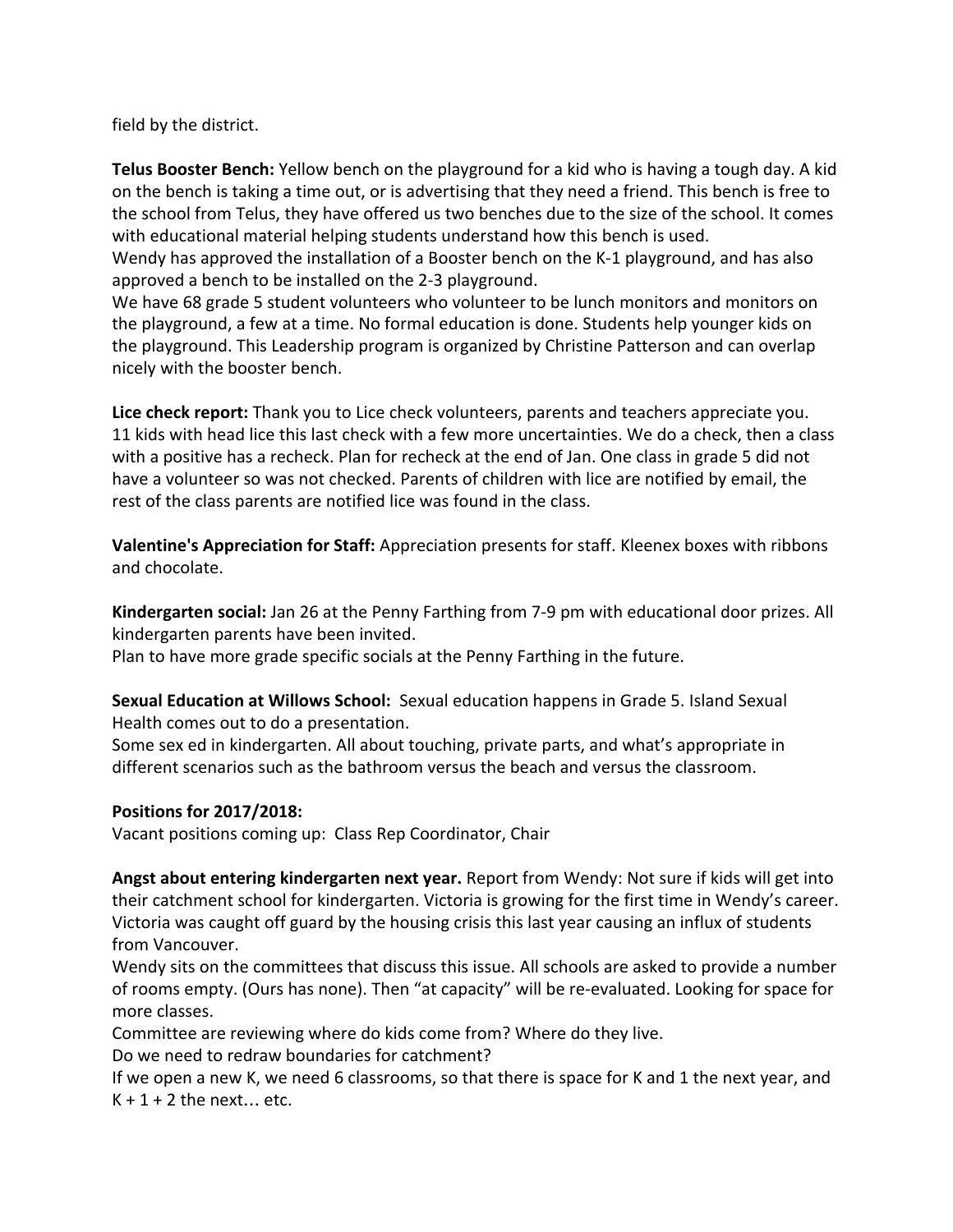field by the district.

**Telus Booster Bench:** Yellow bench on the playground for a kid who is having a tough day. A kid on the bench is taking a time out, or is advertising that they need a friend. This bench is free to the school from Telus, they have offered us two benches due to the size of the school. It comes with educational material helping students understand how this bench is used.
Wendy has approved the installation of a Booster bench on the K-1 playground, and has also approved a bench to be installed on the 2-3 playground.
We have 68 grade 5 student volunteers who volunteer to be lunch monitors and monitors on the playground, a few at a time. No formal education is done. Students help younger kids on the playground. This Leadership program is organized by Christine Patterson and can overlap nicely with the booster bench.

**Lice check report:** Thank you to Lice check volunteers, parents and teachers appreciate you. 11 kids with head lice this last check with a few more uncertainties. We do a check, then a class with a positive has a recheck. Plan for recheck at the end of Jan. One class in grade 5 did not have a volunteer so was not checked. Parents of children with lice are notified by email, the rest of the class parents are notified lice was found in the class.

**Valentine's Appreciation for Staff:** Appreciation presents for staff. Kleenex boxes with ribbons and chocolate.

**Kindergarten social:** Jan 26 at the Penny Farthing from 7-9 pm with educational door prizes. All kindergarten parents have been invited.
Plan to have more grade specific socials at the Penny Farthing in the future.

**Sexual Education at Willows School:** Sexual education happens in Grade 5. Island Sexual Health comes out to do a presentation.
Some sex ed in kindergarten. All about touching, private parts, and what's appropriate in different scenarios such as the bathroom versus the beach and versus the classroom.

**Positions for 2017/2018:**
Vacant positions coming up: Class Rep Coordinator, Chair

**Angst about entering kindergarten next year.** Report from Wendy: Not sure if kids will get into their catchment school for kindergarten. Victoria is growing for the first time in Wendy's career. Victoria was caught off guard by the housing crisis this last year causing an influx of students from Vancouver.
Wendy sits on the committees that discuss this issue. All schools are asked to provide a number of rooms empty. (Ours has none). Then "at capacity" will be re-evaluated. Looking for space for more classes.
Committee are reviewing where do kids come from? Where do they live.
Do we need to redraw boundaries for catchment?
If we open a new K, we need 6 classrooms, so that there is space for K and 1 the next year, and K + 1 + 2 the next… etc.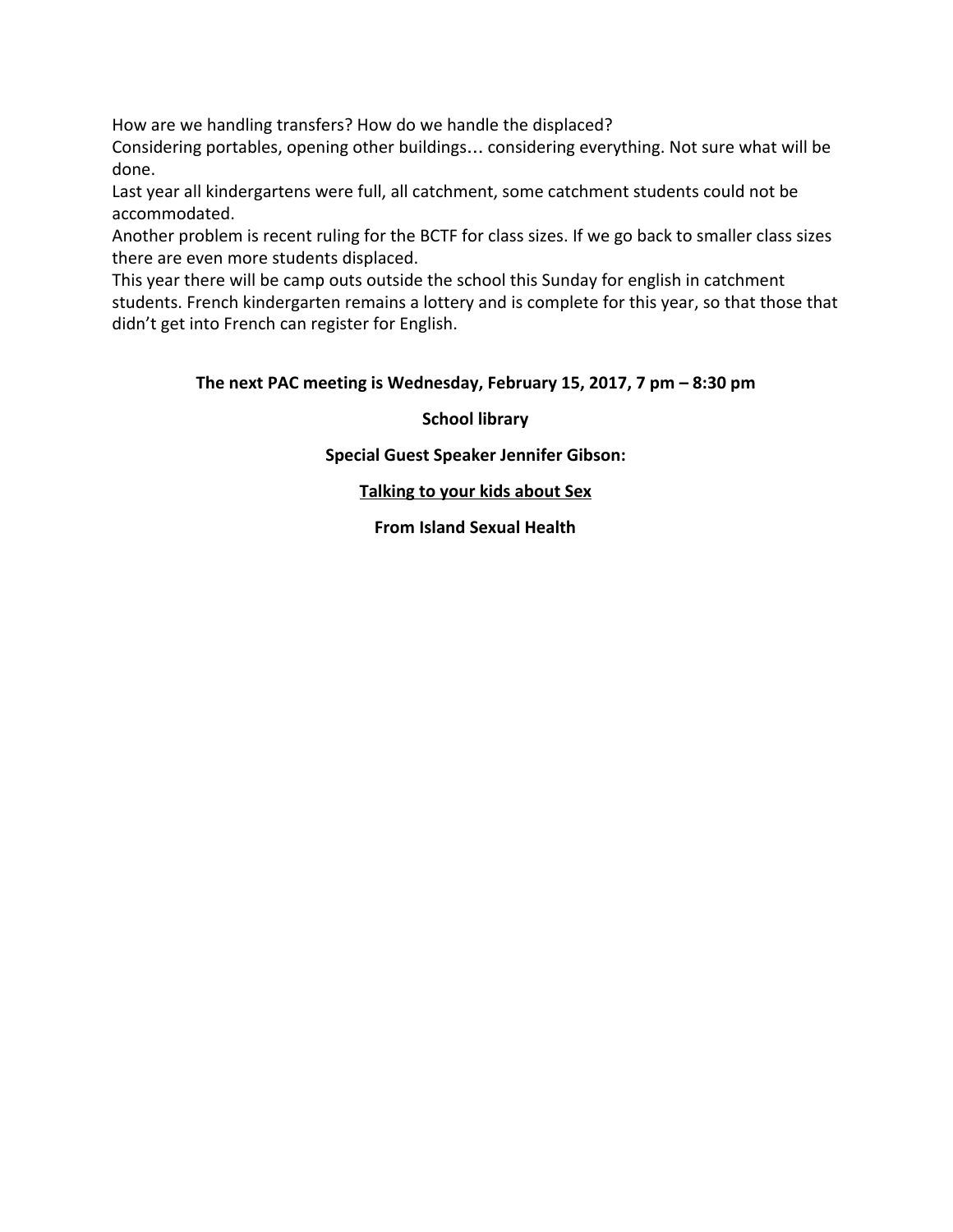How are we handling transfers? How do we handle the displaced?
Considering portables, opening other buildings… considering everything. Not sure what will be done.
Last year all kindergartens were full, all catchment, some catchment students could not be accommodated.
Another problem is recent ruling for the BCTF for class sizes. If we go back to smaller class sizes there are even more students displaced.
This year there will be camp outs outside the school this Sunday for english in catchment students. French kindergarten remains a lottery and is complete for this year, so that those that didn't get into French can register for English.

**The next PAC meeting is Wednesday, February 15, 2017, 7 pm – 8:30 pm**

**School library**

**Special Guest Speaker Jennifer Gibson:**

**<u>Talking to your kids about Sex</u>**

**From Island Sexual Health**